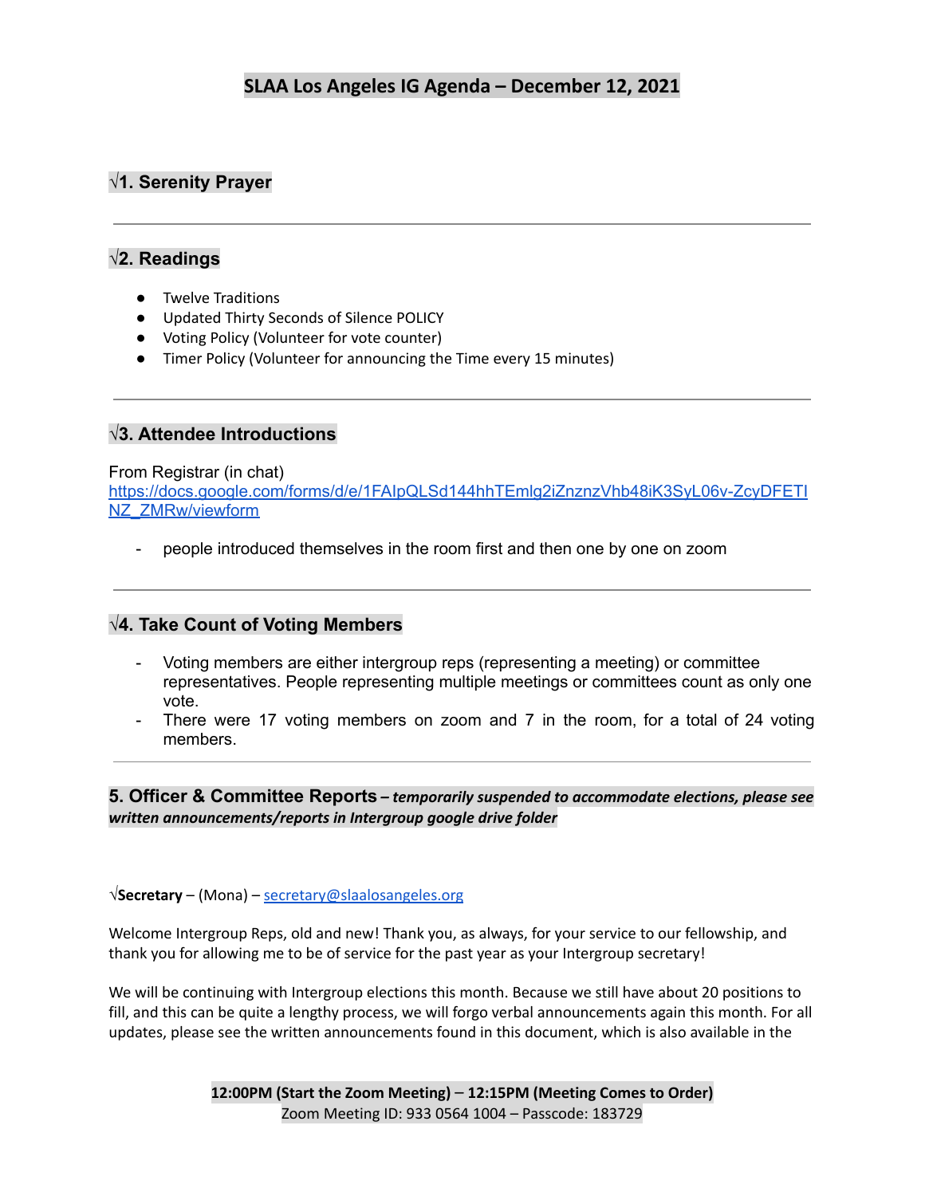# SLAA Los Angeles IG Agenda – December 12, 2021

## √1. Serenity Prayer

---

## √2. Readings

- Twelve Traditions
- Updated Thirty Seconds of Silence POLICY
- Voting Policy (Volunteer for vote counter)
- Timer Policy (Volunteer for announcing the Time every 15 minutes)

---

## √3. Attendee Introductions

From Registrar (in chat)
https://docs.google.com/forms/d/e/1FAIpQLSd144hhTEmlg2iZnznzVhb48iK3SyL06v-ZcyDFETINZ_ZMRw/viewform

- people introduced themselves in the room first and then one by one on zoom

---

## √4. Take Count of Voting Members

- Voting members are either intergroup reps (representing a meeting) or committee representatives. People representing multiple meetings or committees count as only one vote.
- There were 17 voting members on zoom and 7 in the room, for a total of 24 voting members.

---

## 5. Officer & Committee Reports – *temporarily suspended to accommodate elections, please see written announcements/reports in Intergroup google drive folder*

√**Secretary** – (Mona) – secretary@slaalosangeles.org

Welcome Intergroup Reps, old and new! Thank you, as always, for your service to our fellowship, and thank you for allowing me to be of service for the past year as your Intergroup secretary!

We will be continuing with Intergroup elections this month. Because we still have about 20 positions to fill, and this can be quite a lengthy process, we will forgo verbal announcements again this month. For all updates, please see the written announcements found in this document, which is also available in the

**12:00PM (Start the Zoom Meeting) – 12:15PM (Meeting Comes to Order)**
Zoom Meeting ID: 933 0564 1004 – Passcode: 183729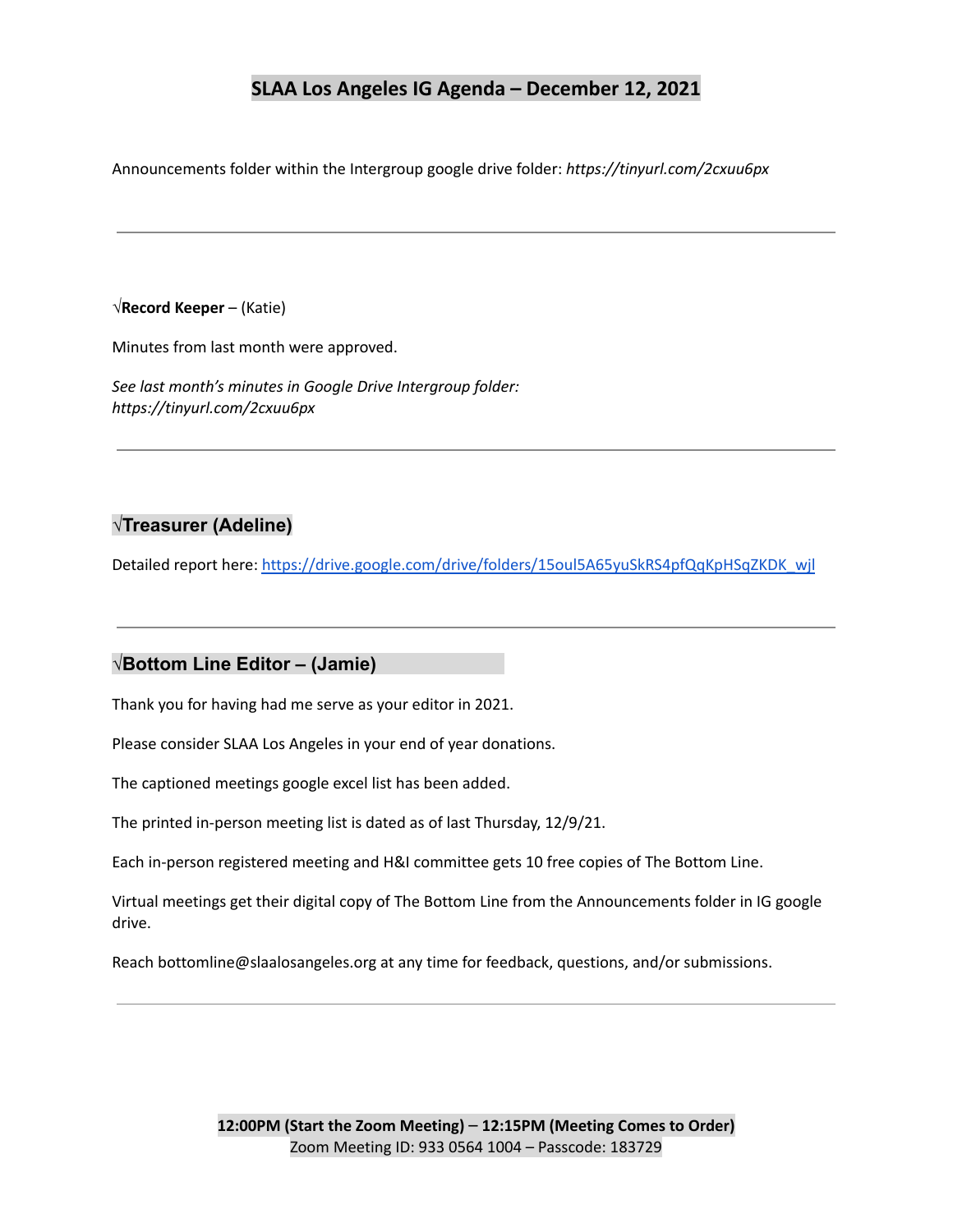## SLAA Los Angeles IG Agenda – December 12, 2021

Announcements folder within the Intergroup google drive folder: *https://tinyurl.com/2cxuu6px*

---

√**Record Keeper** – (Katie)

Minutes from last month were approved.

*See last month's minutes in Google Drive Intergroup folder: https://tinyurl.com/2cxuu6px*

---

### √Treasurer (Adeline)

Detailed report here: https://drive.google.com/drive/folders/15oul5A65yuSkRS4pfQqKpHSqZKDK_wjl

---

### √Bottom Line Editor – (Jamie)

Thank you for having had me serve as your editor in 2021.

Please consider SLAA Los Angeles in your end of year donations.

The captioned meetings google excel list has been added.

The printed in-person meeting list is dated as of last Thursday, 12/9/21.

Each in-person registered meeting and H&I committee gets 10 free copies of The Bottom Line.

Virtual meetings get their digital copy of The Bottom Line from the Announcements folder in IG google drive.

Reach bottomline@slaalosangeles.org at any time for feedback, questions, and/or submissions.

---

**12:00PM (Start the Zoom Meeting) – 12:15PM (Meeting Comes to Order)**
Zoom Meeting ID: 933 0564 1004 – Passcode: 183729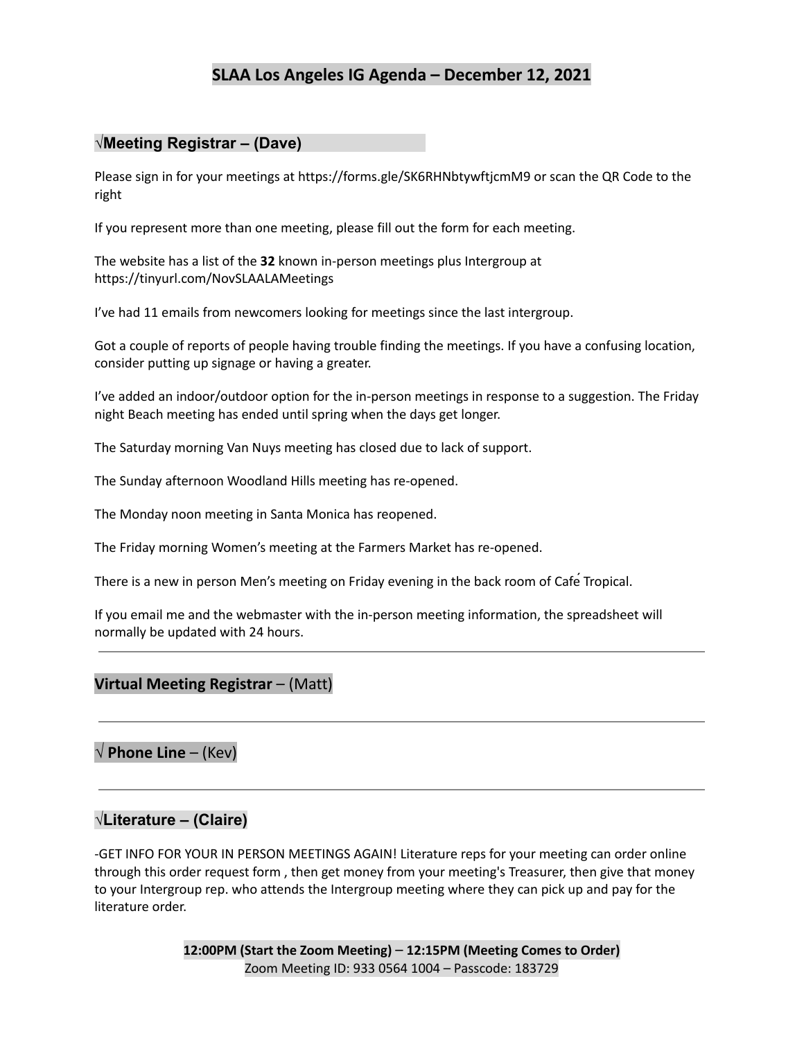# SLAA Los Angeles IG Agenda – December 12, 2021

## √Meeting Registrar – (Dave)

Please sign in for your meetings at https://forms.gle/SK6RHNbtywftjcmM9 or scan the QR Code to the right

If you represent more than one meeting, please fill out the form for each meeting.

The website has a list of the **32** known in-person meetings plus Intergroup at https://tinyurl.com/NovSLAALAMeetings

I've had 11 emails from newcomers looking for meetings since the last intergroup.

Got a couple of reports of people having trouble finding the meetings. If you have a confusing location, consider putting up signage or having a greater.

I've added an indoor/outdoor option for the in-person meetings in response to a suggestion. The Friday night Beach meeting has ended until spring when the days get longer.

The Saturday morning Van Nuys meeting has closed due to lack of support.

The Sunday afternoon Woodland Hills meeting has re-opened.

The Monday noon meeting in Santa Monica has reopened.

The Friday morning Women's meeting at the Farmers Market has re-opened.

There is a new in person Men's meeting on Friday evening in the back room of Café Tropical.

If you email me and the webmaster with the in-person meeting information, the spreadsheet will normally be updated with 24 hours.

---

## **Virtual Meeting Registrar** – (Matt)

---

## √ **Phone Line** – (Kev)

---

## √Literature – (Claire)

-GET INFO FOR YOUR IN PERSON MEETINGS AGAIN! Literature reps for your meeting can order online through this order request form , then get money from your meeting's Treasurer, then give that money to your Intergroup rep. who attends the Intergroup meeting where they can pick up and pay for the literature order.

**12:00PM (Start the Zoom Meeting)** – **12:15PM (Meeting Comes to Order)**
Zoom Meeting ID: 933 0564 1004 – Passcode: 183729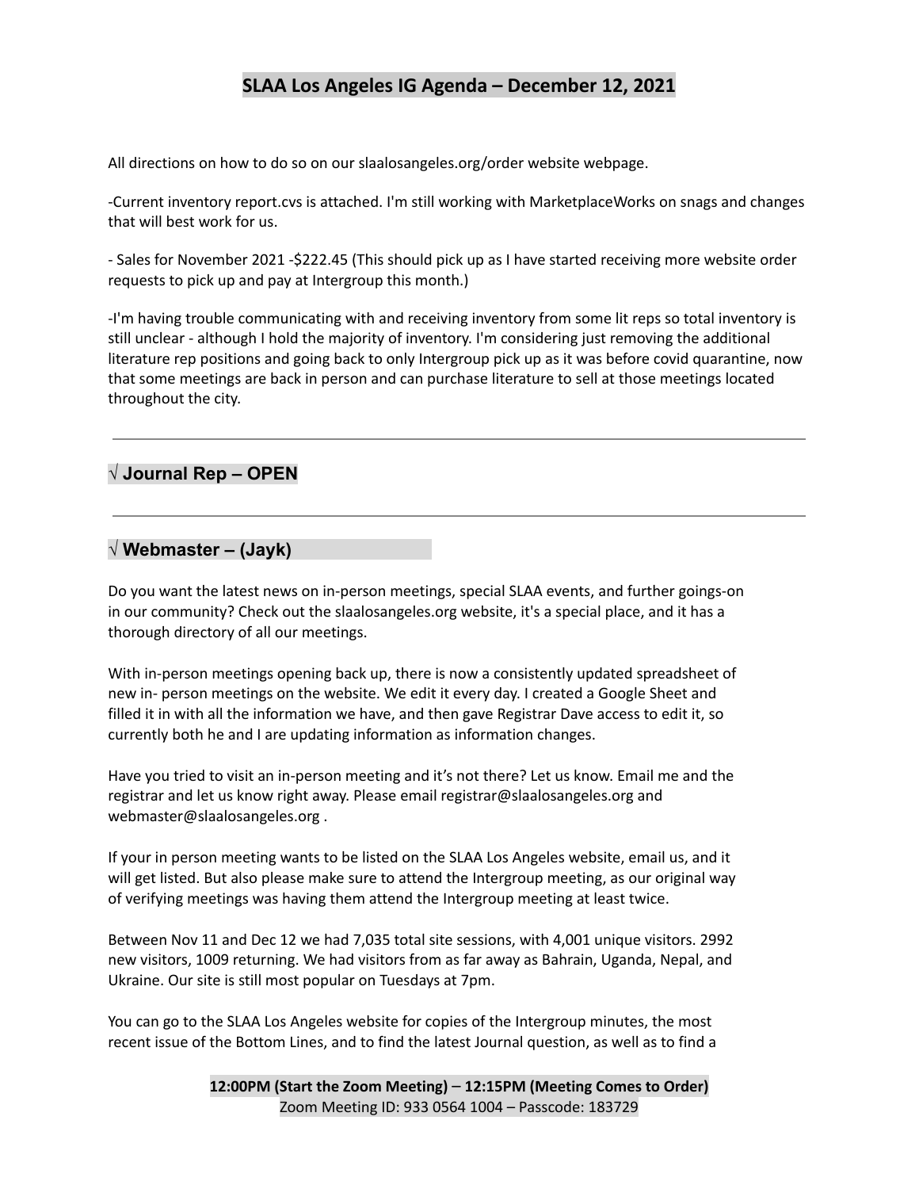All directions on how to do so on our slaalosangeles.org/order website webpage.

-Current inventory report.cvs is attached. I'm still working with MarketplaceWorks on snags and changes that will best work for us.

- Sales for November 2021 -$222.45 (This should pick up as I have started receiving more website order requests to pick up and pay at Intergroup this month.)

-I'm having trouble communicating with and receiving inventory from some lit reps so total inventory is still unclear - although I hold the majority of inventory. I'm considering just removing the additional literature rep positions and going back to only Intergroup pick up as it was before covid quarantine, now that some meetings are back in person and can purchase literature to sell at those meetings located throughout the city.

---

## √ Journal Rep – OPEN

---

## √ Webmaster – (Jayk)

Do you want the latest news on in-person meetings, special SLAA events, and further goings-on in our community? Check out the slaalosangeles.org website, it's a special place, and it has a thorough directory of all our meetings.

With in-person meetings opening back up, there is now a consistently updated spreadsheet of new in- person meetings on the website. We edit it every day. I created a Google Sheet and filled it in with all the information we have, and then gave Registrar Dave access to edit it, so currently both he and I are updating information as information changes.

Have you tried to visit an in-person meeting and it's not there? Let us know. Email me and the registrar and let us know right away. Please email registrar@slaalosangeles.org and webmaster@slaalosangeles.org .

If your in person meeting wants to be listed on the SLAA Los Angeles website, email us, and it will get listed. But also please make sure to attend the Intergroup meeting, as our original way of verifying meetings was having them attend the Intergroup meeting at least twice.

Between Nov 11 and Dec 12 we had 7,035 total site sessions, with 4,001 unique visitors. 2992 new visitors, 1009 returning. We had visitors from as far away as Bahrain, Uganda, Nepal, and Ukraine. Our site is still most popular on Tuesdays at 7pm.

You can go to the SLAA Los Angeles website for copies of the Intergroup minutes, the most recent issue of the Bottom Lines, and to find the latest Journal question, as well as to find a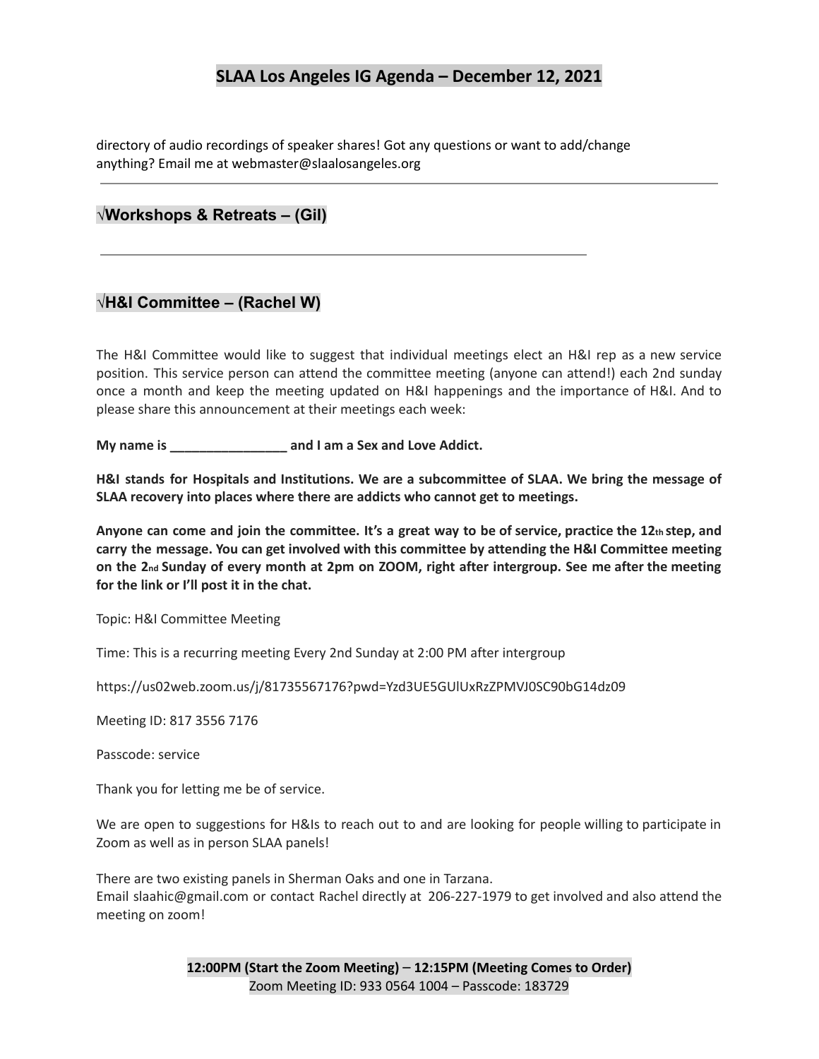directory of audio recordings of speaker shares! Got any questions or want to add/change anything? Email me at webmaster@slaalosangeles.org

---

## √Workshops & Retreats – (Gil)

---

## √H&I Committee – (Rachel W)

The H&I Committee would like to suggest that individual meetings elect an H&I rep as a new service position. This service person can attend the committee meeting (anyone can attend!) each 2nd sunday once a month and keep the meeting updated on H&I happenings and the importance of H&I. And to please share this announcement at their meetings each week:

**My name is ________________ and I am a Sex and Love Addict.**

**H&I stands for Hospitals and Institutions. We are a subcommittee of SLAA. We bring the message of SLAA recovery into places where there are addicts who cannot get to meetings.**

**Anyone can come and join the committee. It's a great way to be of service, practice the 12th step, and carry the message. You can get involved with this committee by attending the H&I Committee meeting on the 2nd Sunday of every month at 2pm on ZOOM, right after intergroup. See me after the meeting for the link or I'll post it in the chat.**

Topic: H&I Committee Meeting

Time: This is a recurring meeting Every 2nd Sunday at 2:00 PM after intergroup

https://us02web.zoom.us/j/81735567176?pwd=Yzd3UE5GUlUxRzZPMVJ0SC90bG14dz09

Meeting ID: 817 3556 7176

Passcode: service

Thank you for letting me be of service.

We are open to suggestions for H&Is to reach out to and are looking for people willing to participate in Zoom as well as in person SLAA panels!

There are two existing panels in Sherman Oaks and one in Tarzana.
Email slaahic@gmail.com or contact Rachel directly at 206-227-1979 to get involved and also attend the meeting on zoom!

**12:00PM (Start the Zoom Meeting) – 12:15PM (Meeting Comes to Order)**
Zoom Meeting ID: 933 0564 1004 – Passcode: 183729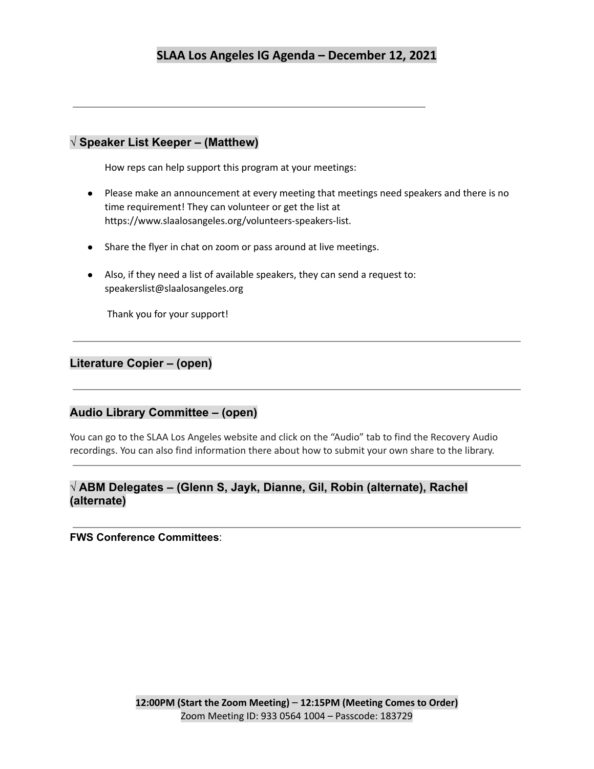### √ Speaker List Keeper – (Matthew)

How reps can help support this program at your meetings:

- Please make an announcement at every meeting that meetings need speakers and there is no time requirement! They can volunteer or get the list at https://www.slaalosangeles.org/volunteers-speakers-list.
- Share the flyer in chat on zoom or pass around at live meetings.
- Also, if they need a list of available speakers, they can send a request to: speakerslist@slaalosangeles.org

Thank you for your support!

---

### Literature Copier – (open)

---

### Audio Library Committee – (open)

You can go to the SLAA Los Angeles website and click on the "Audio" tab to find the Recovery Audio recordings. You can also find information there about how to submit your own share to the library.

---

### √ ABM Delegates – (Glenn S, Jayk, Dianne, Gil, Robin (alternate), Rachel (alternate)

---

**FWS Conference Committees**: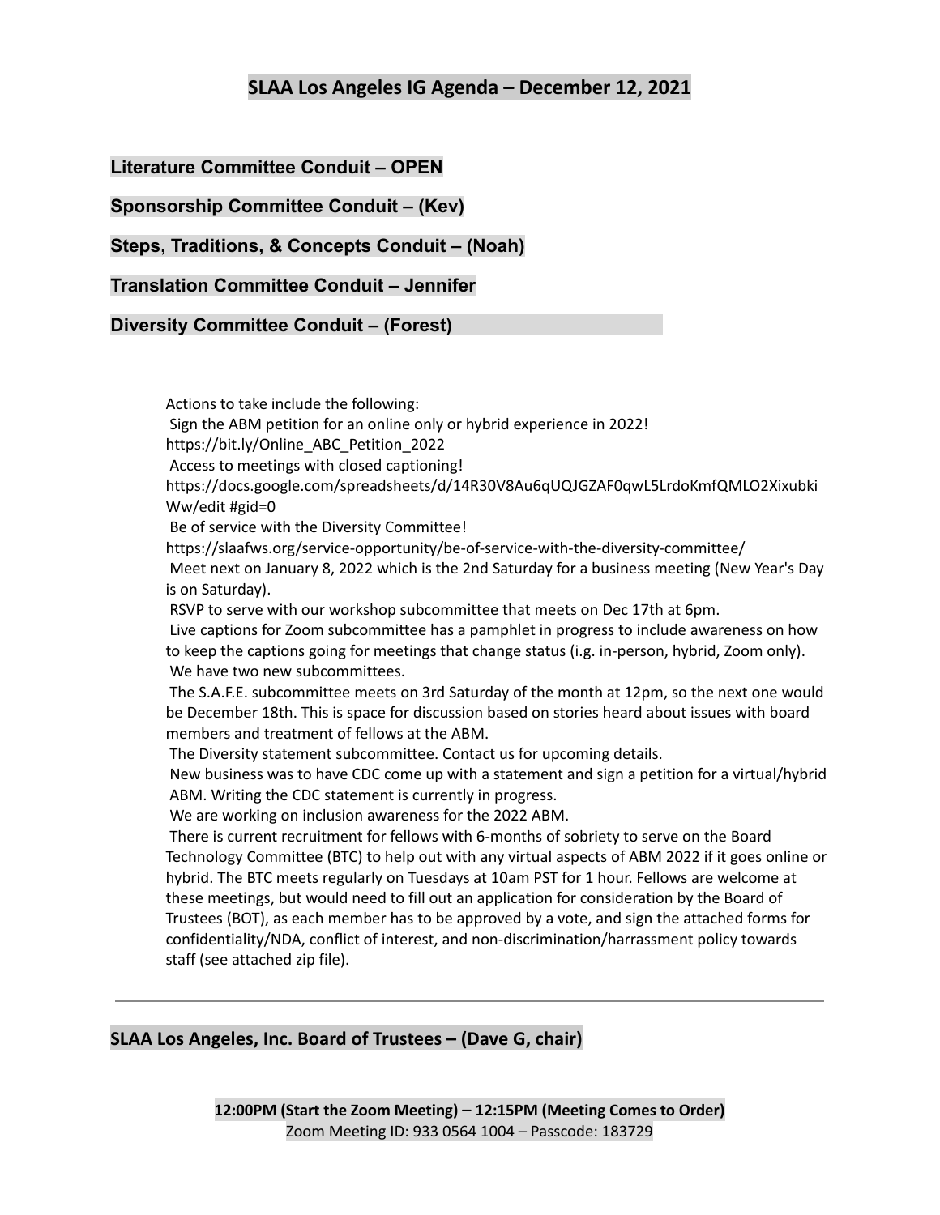## SLAA Los Angeles IG Agenda – December 12, 2021

### Literature Committee Conduit – OPEN

### Sponsorship Committee Conduit – (Kev)

### Steps, Traditions, & Concepts Conduit – (Noah)

### Translation Committee Conduit – Jennifer

### Diversity Committee Conduit – (Forest)

Actions to take include the following:
Sign the ABM petition for an online only or hybrid experience in 2022!
https://bit.ly/Online_ABC_Petition_2022
Access to meetings with closed captioning!
https://docs.google.com/spreadsheets/d/14R30V8Au6qUQJGZAF0qwL5LrdoKmfQMLO2XixubkiWw/edit #gid=0
Be of service with the Diversity Committee!
https://slaafws.org/service-opportunity/be-of-service-with-the-diversity-committee/
Meet next on January 8, 2022 which is the 2nd Saturday for a business meeting (New Year's Day is on Saturday).
RSVP to serve with our workshop subcommittee that meets on Dec 17th at 6pm.
Live captions for Zoom subcommittee has a pamphlet in progress to include awareness on how to keep the captions going for meetings that change status (i.e. in-person, hybrid, Zoom only).
We have two new subcommittees.
The S.A.F.E. subcommittee meets on 3rd Saturday of the month at 12pm, so the next one would be December 18th. This is space for discussion based on stories heard about issues with board members and treatment of fellows at the ABM.
The Diversity statement subcommittee. Contact us for upcoming details.
New business was to have CDC come up with a statement and sign a petition for a virtual/hybrid ABM. Writing the CDC statement is currently in progress.
We are working on inclusion awareness for the 2022 ABM.
There is current recruitment for fellows with 6-months of sobriety to serve on the Board Technology Committee (BTC) to help out with any virtual aspects of ABM 2022 if it goes online or hybrid. The BTC meets regularly on Tuesdays at 10am PST for 1 hour. Fellows are welcome at these meetings, but would need to fill out an application for consideration by the Board of Trustees (BOT), as each member has to be approved by a vote, and sign the attached forms for confidentiality/NDA, conflict of interest, and non-discrimination/harrassment policy towards staff (see attached zip file).

---

### SLAA Los Angeles, Inc. Board of Trustees – (Dave G, chair)

**12:00PM (Start the Zoom Meeting) – 12:15PM (Meeting Comes to Order)**
Zoom Meeting ID: 933 0564 1004 – Passcode: 183729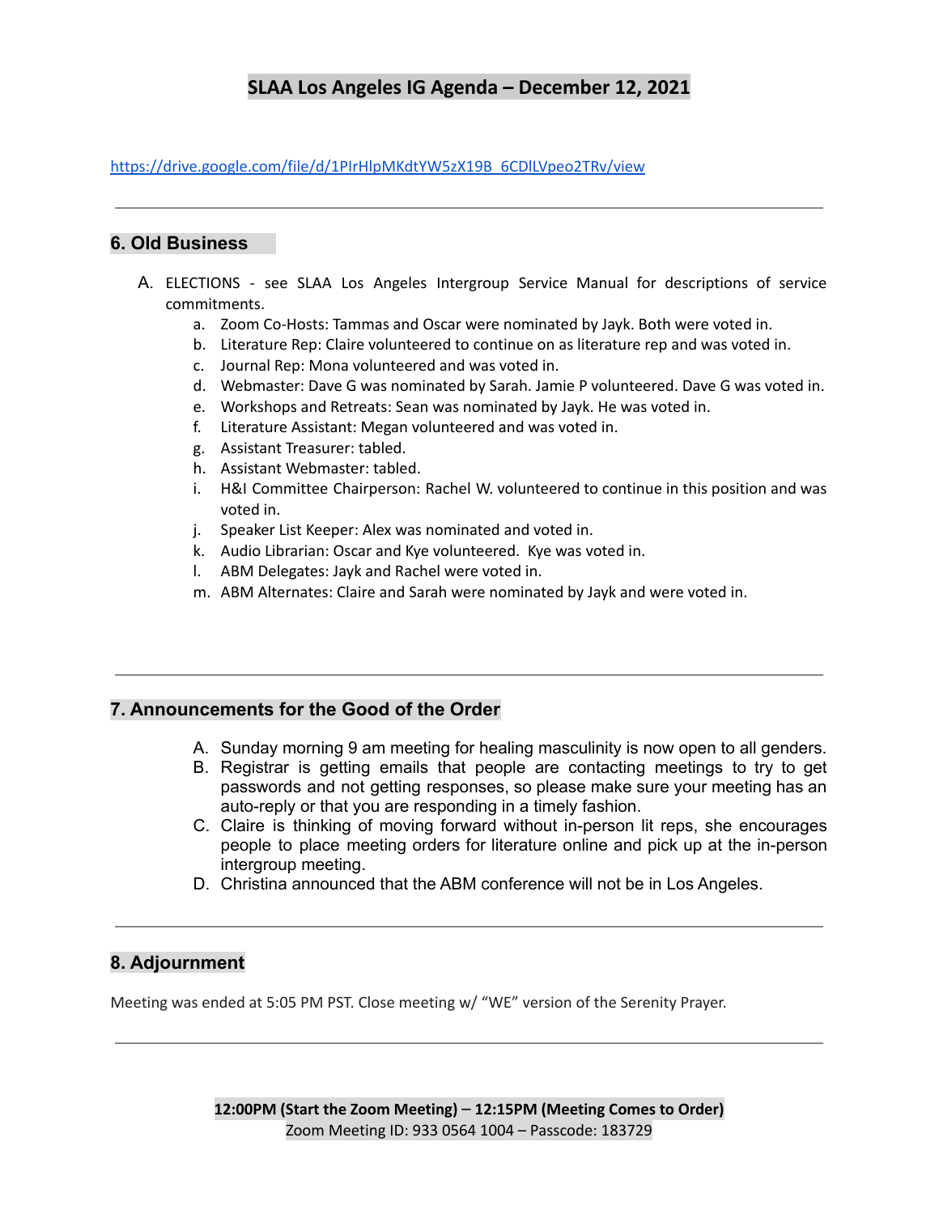## SLAA Los Angeles IG Agenda – December 12, 2021

https://drive.google.com/file/d/1PIrHlpMKdtYW5zX19B_6CDlLVpeo2TRv/view

---

### 6. Old Business

A. ELECTIONS - see SLAA Los Angeles Intergroup Service Manual for descriptions of service commitments.

   a. Zoom Co-Hosts: Tammas and Oscar were nominated by Jayk. Both were voted in.
   b. Literature Rep: Claire volunteered to continue on as literature rep and was voted in.
   c. Journal Rep: Mona volunteered and was voted in.
   d. Webmaster: Dave G was nominated by Sarah. Jamie P volunteered. Dave G was voted in.
   e. Workshops and Retreats: Sean was nominated by Jayk. He was voted in.
   f. Literature Assistant: Megan volunteered and was voted in.
   g. Assistant Treasurer: tabled.
   h. Assistant Webmaster: tabled.
   i. H&I Committee Chairperson: Rachel W. volunteered to continue in this position and was voted in.
   j. Speaker List Keeper: Alex was nominated and voted in.
   k. Audio Librarian: Oscar and Kye volunteered. Kye was voted in.
   l. ABM Delegates: Jayk and Rachel were voted in.
   m. ABM Alternates: Claire and Sarah were nominated by Jayk and were voted in.

---

### 7. Announcements for the Good of the Order

A. Sunday morning 9 am meeting for healing masculinity is now open to all genders.
B. Registrar is getting emails that people are contacting meetings to try to get passwords and not getting responses, so please make sure your meeting has an auto-reply or that you are responding in a timely fashion.
C. Claire is thinking of moving forward without in-person lit reps, she encourages people to place meeting orders for literature online and pick up at the in-person intergroup meeting.
D. Christina announced that the ABM conference will not be in Los Angeles.

---

### 8. Adjournment

Meeting was ended at 5:05 PM PST. Close meeting w/ "WE" version of the Serenity Prayer.

---

**12:00PM (Start the Zoom Meeting) – 12:15PM (Meeting Comes to Order)**
Zoom Meeting ID: 933 0564 1004 – Passcode: 183729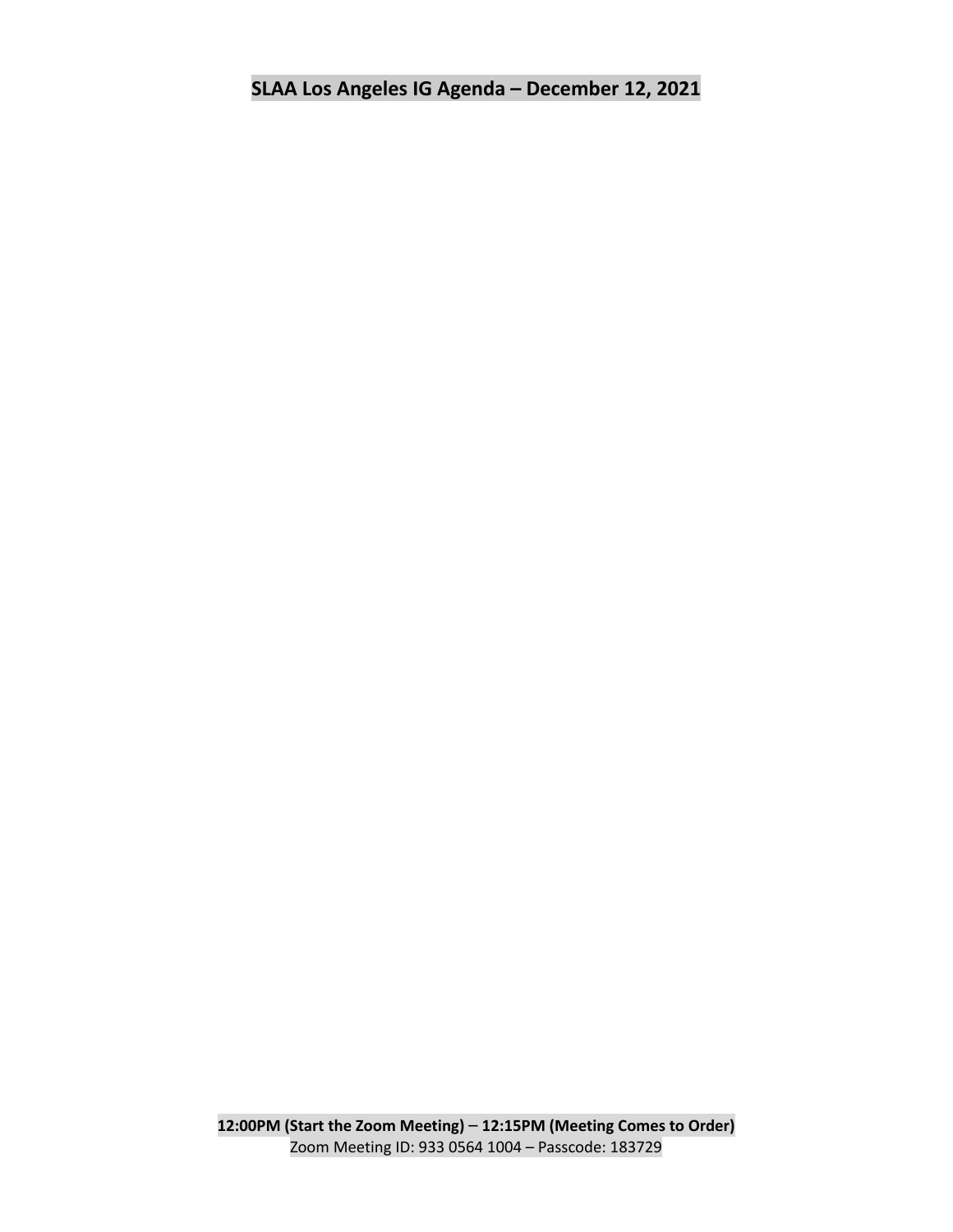# SLAA Los Angeles IG Agenda – December 12, 2021

**12:00PM (Start the Zoom Meeting)** – **12:15PM (Meeting Comes to Order)**
Zoom Meeting ID: 933 0564 1004 – Passcode: 183729